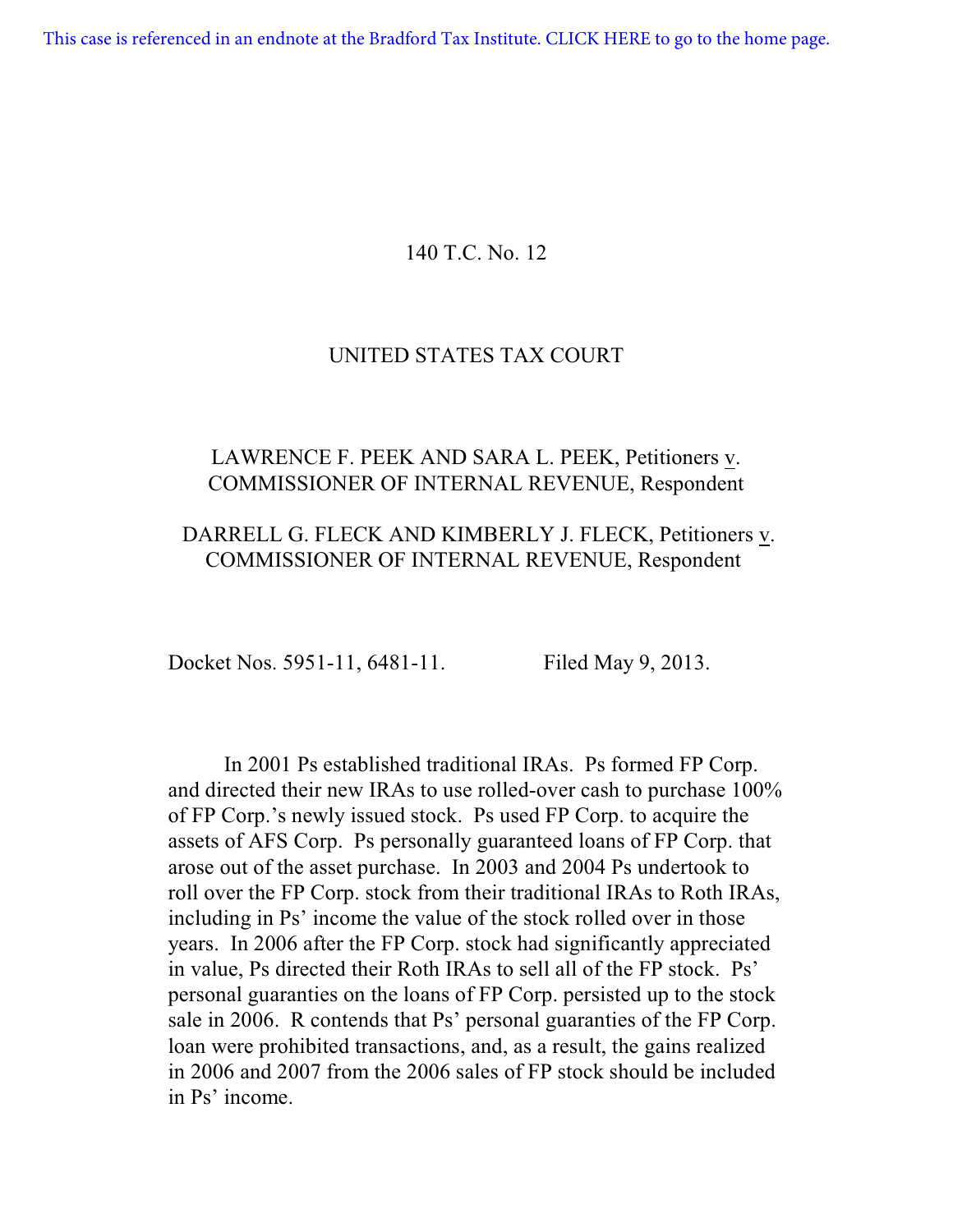This case is referenced in an endnote at the Bradford Tax Institute. CLICK HERE to go to the home page.

140 T.C. No. 12

UNITED STATES TAX COURT

LAWRENCE F. PEEK AND SARA L. PEEK, Petitioners v. COMMISSIONER OF INTERNAL REVENUE, Respondent

DARRELL G. FLECK AND KIMBERLY J. FLECK, Petitioners v. COMMISSIONER OF INTERNAL REVENUE, Respondent

Docket Nos. 5951-11, 6481-11. Filed May 9, 2013.

In 2001 Ps established traditional IRAs. Ps formed FP Corp. and directed their new IRAs to use rolled-over cash to purchase 100% of FP Corp.'s newly issued stock. Ps used FP Corp. to acquire the assets of AFS Corp. Ps personally guaranteed loans of FP Corp. that arose out of the asset purchase. In 2003 and 2004 Ps undertook to roll over the FP Corp. stock from their traditional IRAs to Roth IRAs, including in Ps' income the value of the stock rolled over in those years. In 2006 after the FP Corp. stock had significantly appreciated in value, Ps directed their Roth IRAs to sell all of the FP stock. Ps' personal guaranties on the loans of FP Corp. persisted up to the stock sale in 2006. R contends that Ps' personal guaranties of the FP Corp. loan were prohibited transactions, and, as a result, the gains realized in 2006 and 2007 from the 2006 sales of FP stock should be included in Ps' income.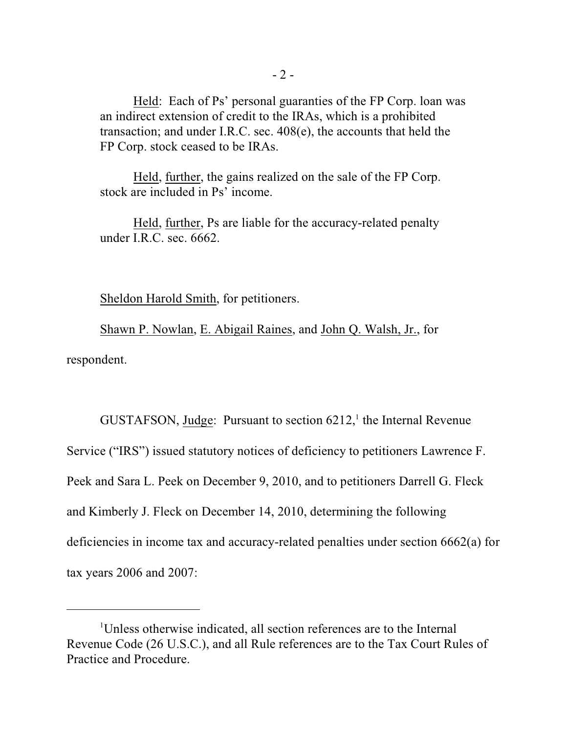Held: Each of Ps' personal guaranties of the FP Corp. loan was an indirect extension of credit to the IRAs, which is a prohibited transaction; and under I.R.C. sec. 408(e), the accounts that held the FP Corp. stock ceased to be IRAs.

Held, further, the gains realized on the sale of the FP Corp. stock are included in Ps' income.

Held, further, Ps are liable for the accuracy-related penalty under I.R.C. sec. 6662.

Sheldon Harold Smith, for petitioners.

Shawn P. Nowlan, E. Abigail Raines, and John Q. Walsh, Jr., for respondent.

GUSTAFSON, Judge: Pursuant to section 6212,[1] the Internal Revenue Service ("IRS") issued statutory notices of deficiency to petitioners Lawrence F. Peek and Sara L. Peek on December 9, 2010, and to petitioners Darrell G. Fleck and Kimberly J. Fleck on December 14, 2010, determining the following deficiencies in income tax and accuracy-related penalties under section 6662(a) for tax years 2006 and 2007:

[1] Unless otherwise indicated, all section references are to the Internal Revenue Code (26 U.S.C.), and all Rule references are to the Tax Court Rules of Practice and Procedure.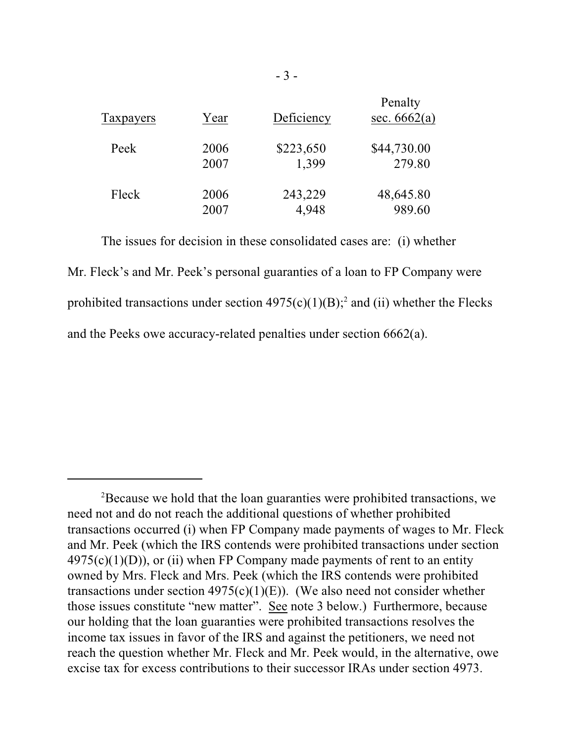| Taxpayers | Year | Deficiency | Penalty sec. 6662(a) |
|---|---|---|---|
| Peek | 2006 | $223,650 | $44,730.00 |
| | 2007 | 1,399 | 279.80 |
| Fleck | 2006 | 243,229 | 48,645.80 |
| | 2007 | 4,948 | 989.60 |

The issues for decision in these consolidated cases are: (i) whether Mr. Fleck's and Mr. Peek's personal guaranties of a loan to FP Company were prohibited transactions under section 4975(c)(1)(B);[2] and (ii) whether the Flecks and the Peeks owe accuracy-related penalties under section 6662(a).

---

[2] Because we hold that the loan guaranties were prohibited transactions, we need not and do not reach the additional questions of whether prohibited transactions occurred (i) when FP Company made payments of wages to Mr. Fleck and Mr. Peek (which the IRS contends were prohibited transactions under section 4975(c)(1)(D)), or (ii) when FP Company made payments of rent to an entity owned by Mrs. Fleck and Mrs. Peek (which the IRS contends were prohibited transactions under section 4975(c)(1)(E)). (We also need not consider whether those issues constitute "new matter". See note 3 below.) Furthermore, because our holding that the loan guaranties were prohibited transactions resolves the income tax issues in favor of the IRS and against the petitioners, we need not reach the question whether Mr. Fleck and Mr. Peek would, in the alternative, owe excise tax for excess contributions to their successor IRAs under section 4973.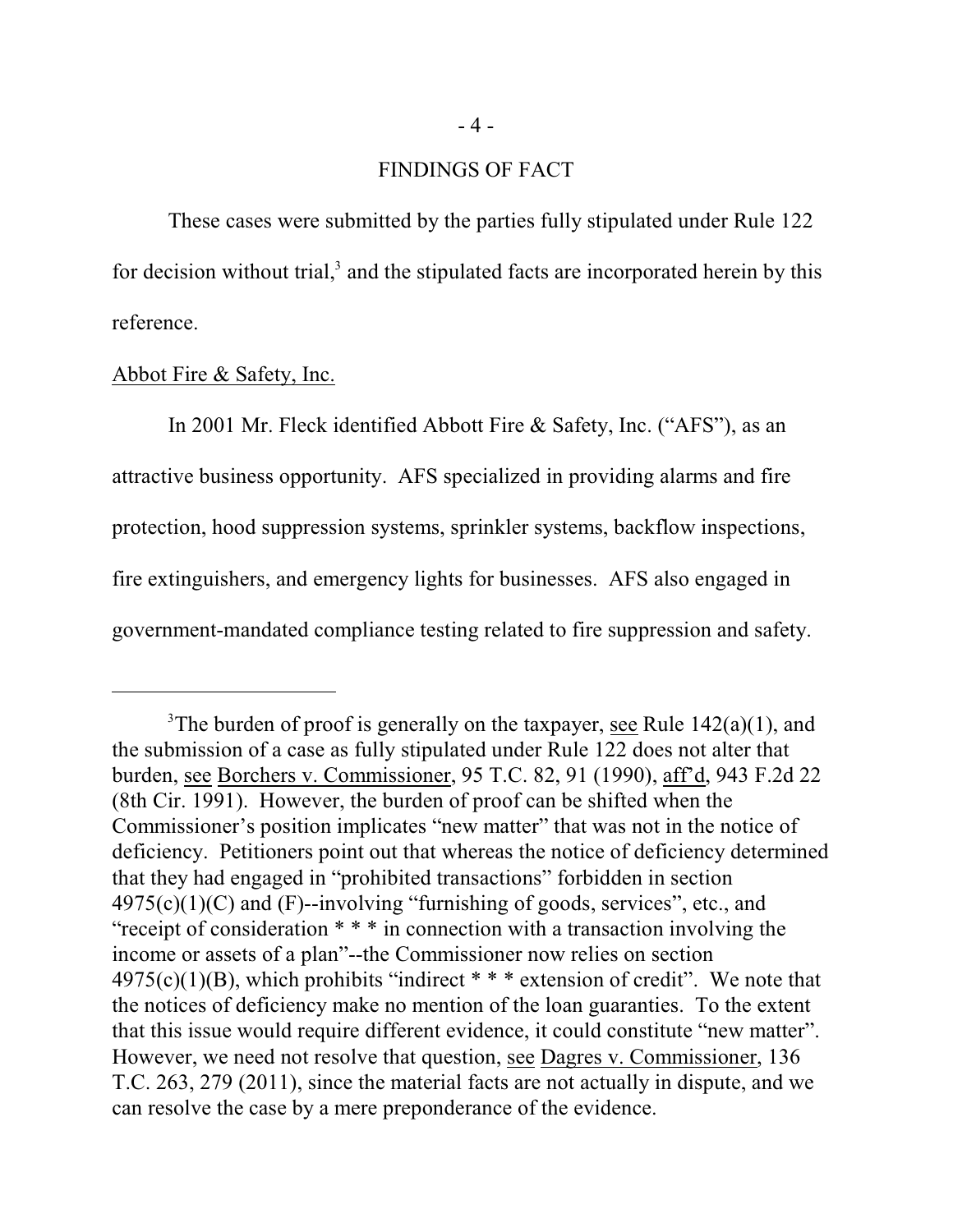## FINDINGS OF FACT

These cases were submitted by the parties fully stipulated under Rule 122 for decision without trial,[3] and the stipulated facts are incorporated herein by this reference.

Abbot Fire & Safety, Inc.

In 2001 Mr. Fleck identified Abbott Fire & Safety, Inc. ("AFS"), as an attractive business opportunity. AFS specialized in providing alarms and fire protection, hood suppression systems, sprinkler systems, backflow inspections, fire extinguishers, and emergency lights for businesses. AFS also engaged in government-mandated compliance testing related to fire suppression and safety.

---

[3]The burden of proof is generally on the taxpayer, see Rule 142(a)(1), and the submission of a case as fully stipulated under Rule 122 does not alter that burden, see Borchers v. Commissioner, 95 T.C. 82, 91 (1990), aff'd, 943 F.2d 22 (8th Cir. 1991). However, the burden of proof can be shifted when the Commissioner's position implicates "new matter" that was not in the notice of deficiency. Petitioners point out that whereas the notice of deficiency determined that they had engaged in "prohibited transactions" forbidden in section 4975(c)(1)(C) and (F)--involving "furnishing of goods, services", etc., and "receipt of consideration * * * in connection with a transaction involving the income or assets of a plan"--the Commissioner now relies on section 4975(c)(1)(B), which prohibits "indirect * * * extension of credit". We note that the notices of deficiency make no mention of the loan guaranties. To the extent that this issue would require different evidence, it could constitute "new matter". However, we need not resolve that question, see Dagres v. Commissioner, 136 T.C. 263, 279 (2011), since the material facts are not actually in dispute, and we can resolve the case by a mere preponderance of the evidence.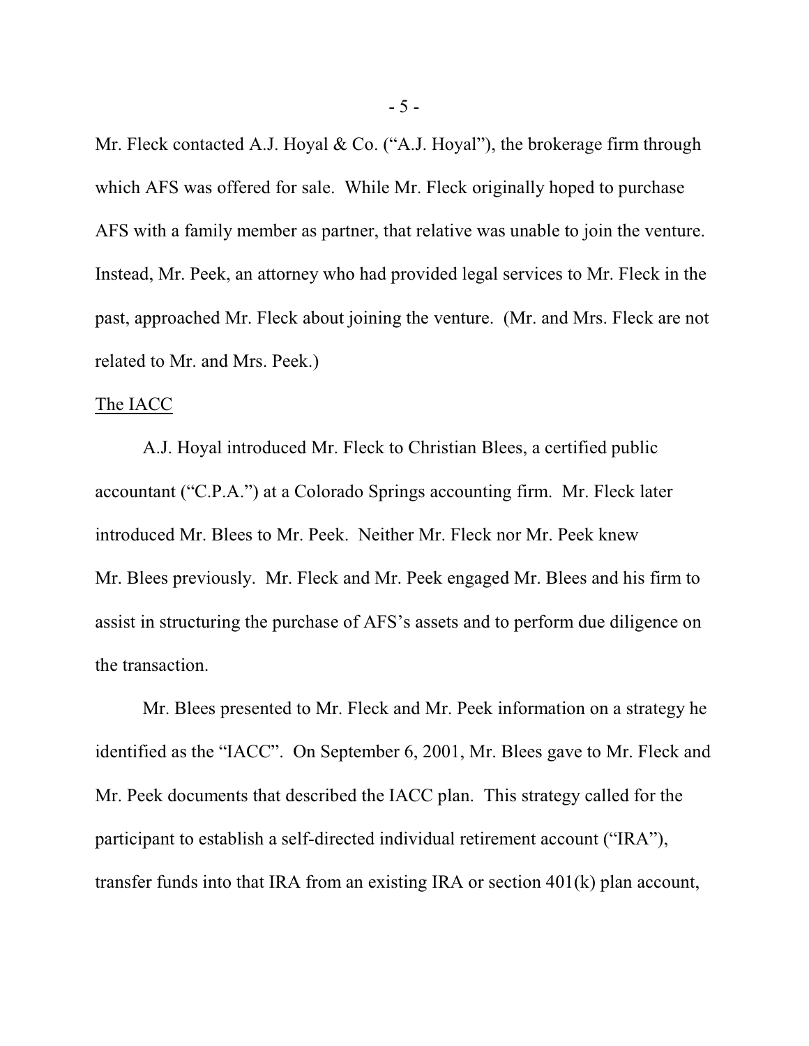Mr. Fleck contacted A.J. Hoyal & Co. ("A.J. Hoyal"), the brokerage firm through which AFS was offered for sale. While Mr. Fleck originally hoped to purchase AFS with a family member as partner, that relative was unable to join the venture. Instead, Mr. Peek, an attorney who had provided legal services to Mr. Fleck in the past, approached Mr. Fleck about joining the venture. (Mr. and Mrs. Fleck are not related to Mr. and Mrs. Peek.)

The IACC

A.J. Hoyal introduced Mr. Fleck to Christian Blees, a certified public accountant ("C.P.A.") at a Colorado Springs accounting firm. Mr. Fleck later introduced Mr. Blees to Mr. Peek. Neither Mr. Fleck nor Mr. Peek knew Mr. Blees previously. Mr. Fleck and Mr. Peek engaged Mr. Blees and his firm to assist in structuring the purchase of AFS's assets and to perform due diligence on the transaction.

Mr. Blees presented to Mr. Fleck and Mr. Peek information on a strategy he identified as the "IACC". On September 6, 2001, Mr. Blees gave to Mr. Fleck and Mr. Peek documents that described the IACC plan. This strategy called for the participant to establish a self-directed individual retirement account ("IRA"), transfer funds into that IRA from an existing IRA or section 401(k) plan account,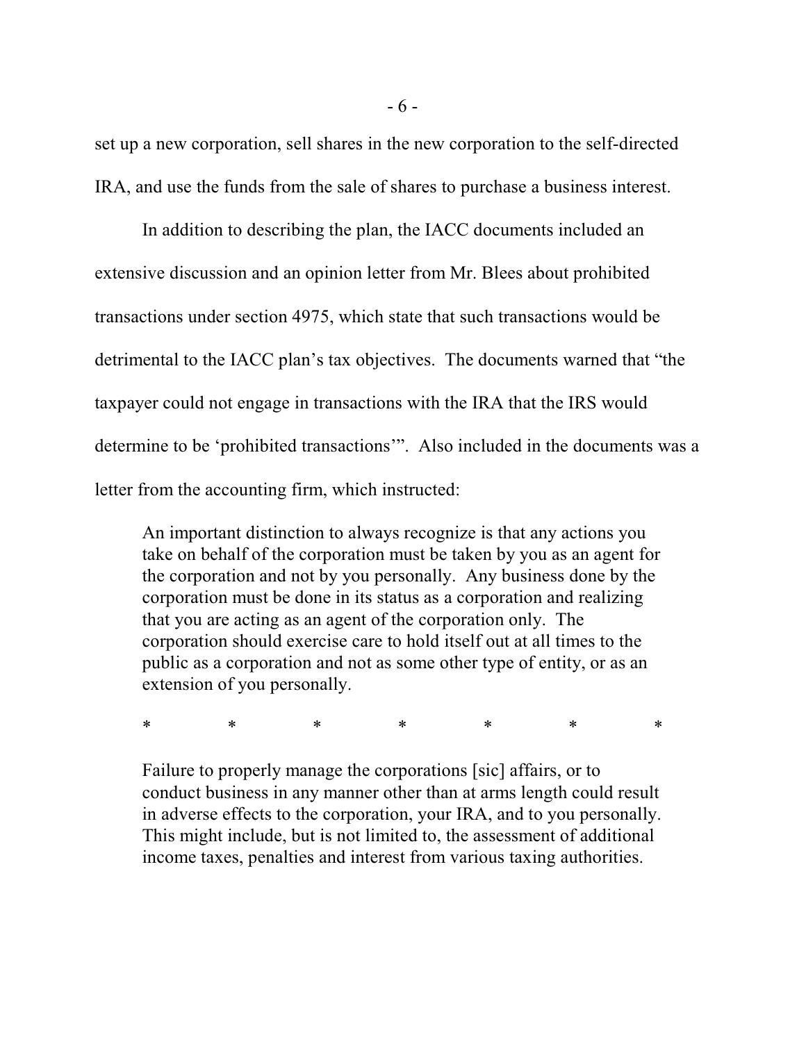set up a new corporation, sell shares in the new corporation to the self-directed IRA, and use the funds from the sale of shares to purchase a business interest.

In addition to describing the plan, the IACC documents included an extensive discussion and an opinion letter from Mr. Blees about prohibited transactions under section 4975, which state that such transactions would be detrimental to the IACC plan's tax objectives. The documents warned that "the taxpayer could not engage in transactions with the IRA that the IRS would determine to be 'prohibited transactions'". Also included in the documents was a letter from the accounting firm, which instructed:

> An important distinction to always recognize is that any actions you take on behalf of the corporation must be taken by you as an agent for the corporation and not by you personally. Any business done by the corporation must be done in its status as a corporation and realizing that you are acting as an agent of the corporation only. The corporation should exercise care to hold itself out at all times to the public as a corporation and not as some other type of entity, or as an extension of you personally.
>
> \* \* \* \* \* \* \*
>
> Failure to properly manage the corporations [sic] affairs, or to conduct business in any manner other than at arms length could result in adverse effects to the corporation, your IRA, and to you personally. This might include, but is not limited to, the assessment of additional income taxes, penalties and interest from various taxing authorities.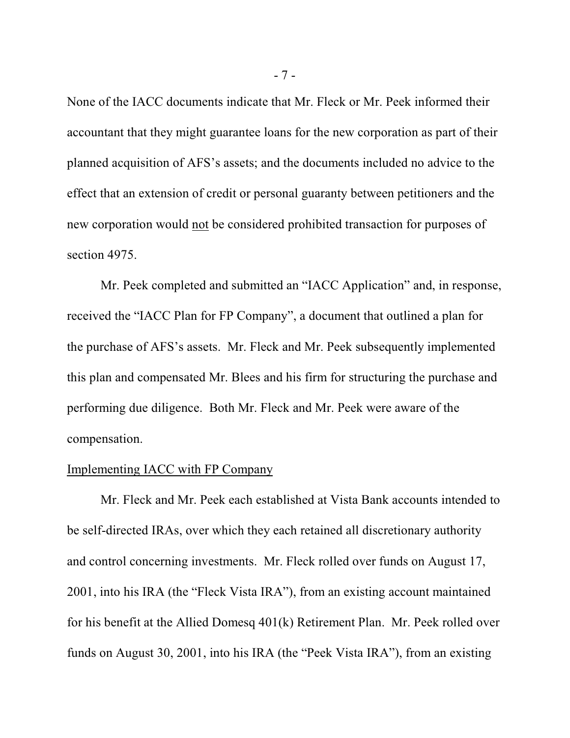None of the IACC documents indicate that Mr. Fleck or Mr. Peek informed their accountant that they might guarantee loans for the new corporation as part of their planned acquisition of AFS's assets; and the documents included no advice to the effect that an extension of credit or personal guaranty between petitioners and the new corporation would <u>not</u> be considered prohibited transaction for purposes of section 4975.

Mr. Peek completed and submitted an "IACC Application" and, in response, received the "IACC Plan for FP Company", a document that outlined a plan for the purchase of AFS's assets. Mr. Fleck and Mr. Peek subsequently implemented this plan and compensated Mr. Blees and his firm for structuring the purchase and performing due diligence. Both Mr. Fleck and Mr. Peek were aware of the compensation.

<u>Implementing IACC with FP Company</u>

Mr. Fleck and Mr. Peek each established at Vista Bank accounts intended to be self-directed IRAs, over which they each retained all discretionary authority and control concerning investments. Mr. Fleck rolled over funds on August 17, 2001, into his IRA (the "Fleck Vista IRA"), from an existing account maintained for his benefit at the Allied Domesq 401(k) Retirement Plan. Mr. Peek rolled over funds on August 30, 2001, into his IRA (the "Peek Vista IRA"), from an existing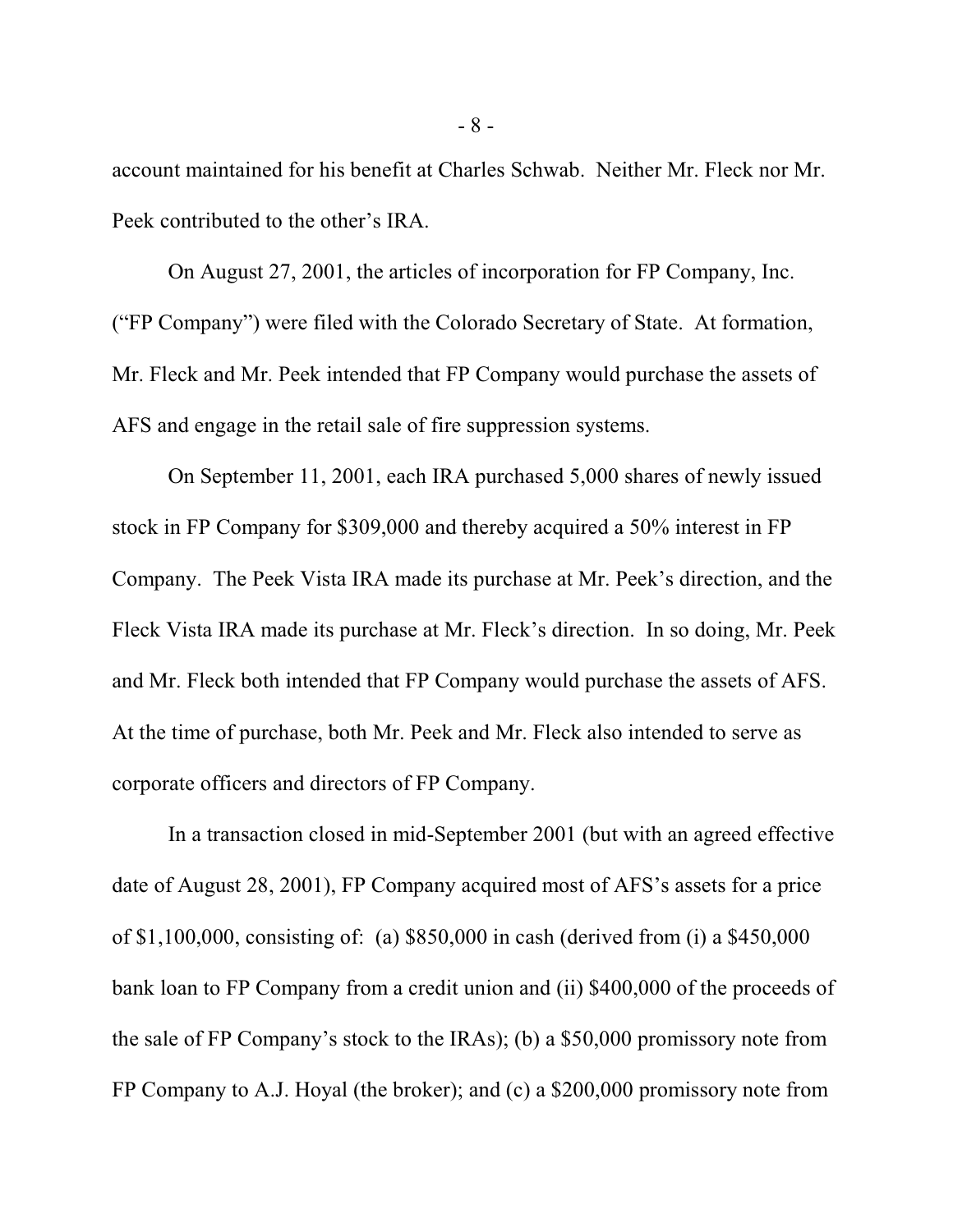account maintained for his benefit at Charles Schwab. Neither Mr. Fleck nor Mr. Peek contributed to the other's IRA.

On August 27, 2001, the articles of incorporation for FP Company, Inc. ("FP Company") were filed with the Colorado Secretary of State. At formation, Mr. Fleck and Mr. Peek intended that FP Company would purchase the assets of AFS and engage in the retail sale of fire suppression systems.

On September 11, 2001, each IRA purchased 5,000 shares of newly issued stock in FP Company for $309,000 and thereby acquired a 50% interest in FP Company. The Peek Vista IRA made its purchase at Mr. Peek's direction, and the Fleck Vista IRA made its purchase at Mr. Fleck's direction. In so doing, Mr. Peek and Mr. Fleck both intended that FP Company would purchase the assets of AFS. At the time of purchase, both Mr. Peek and Mr. Fleck also intended to serve as corporate officers and directors of FP Company.

In a transaction closed in mid-September 2001 (but with an agreed effective date of August 28, 2001), FP Company acquired most of AFS's assets for a price of $1,100,000, consisting of: (a) $850,000 in cash (derived from (i) a $450,000 bank loan to FP Company from a credit union and (ii) $400,000 of the proceeds of the sale of FP Company's stock to the IRAs); (b) a $50,000 promissory note from FP Company to A.J. Hoyal (the broker); and (c) a $200,000 promissory note from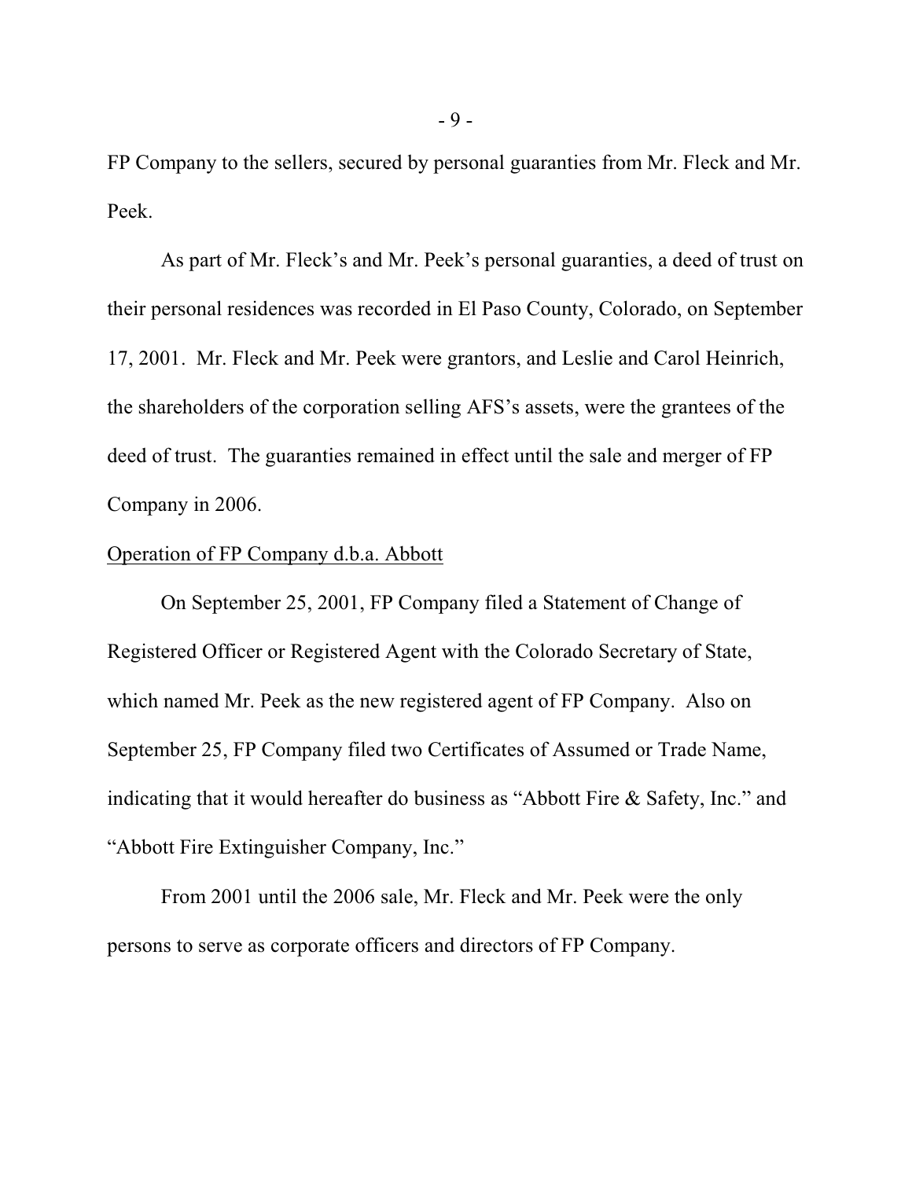FP Company to the sellers, secured by personal guaranties from Mr. Fleck and Mr. Peek.

As part of Mr. Fleck's and Mr. Peek's personal guaranties, a deed of trust on their personal residences was recorded in El Paso County, Colorado, on September 17, 2001. Mr. Fleck and Mr. Peek were grantors, and Leslie and Carol Heinrich, the shareholders of the corporation selling AFS's assets, were the grantees of the deed of trust. The guaranties remained in effect until the sale and merger of FP Company in 2006.

Operation of FP Company d.b.a. Abbott

On September 25, 2001, FP Company filed a Statement of Change of Registered Officer or Registered Agent with the Colorado Secretary of State, which named Mr. Peek as the new registered agent of FP Company. Also on September 25, FP Company filed two Certificates of Assumed or Trade Name, indicating that it would hereafter do business as "Abbott Fire & Safety, Inc." and "Abbott Fire Extinguisher Company, Inc."

From 2001 until the 2006 sale, Mr. Fleck and Mr. Peek were the only persons to serve as corporate officers and directors of FP Company.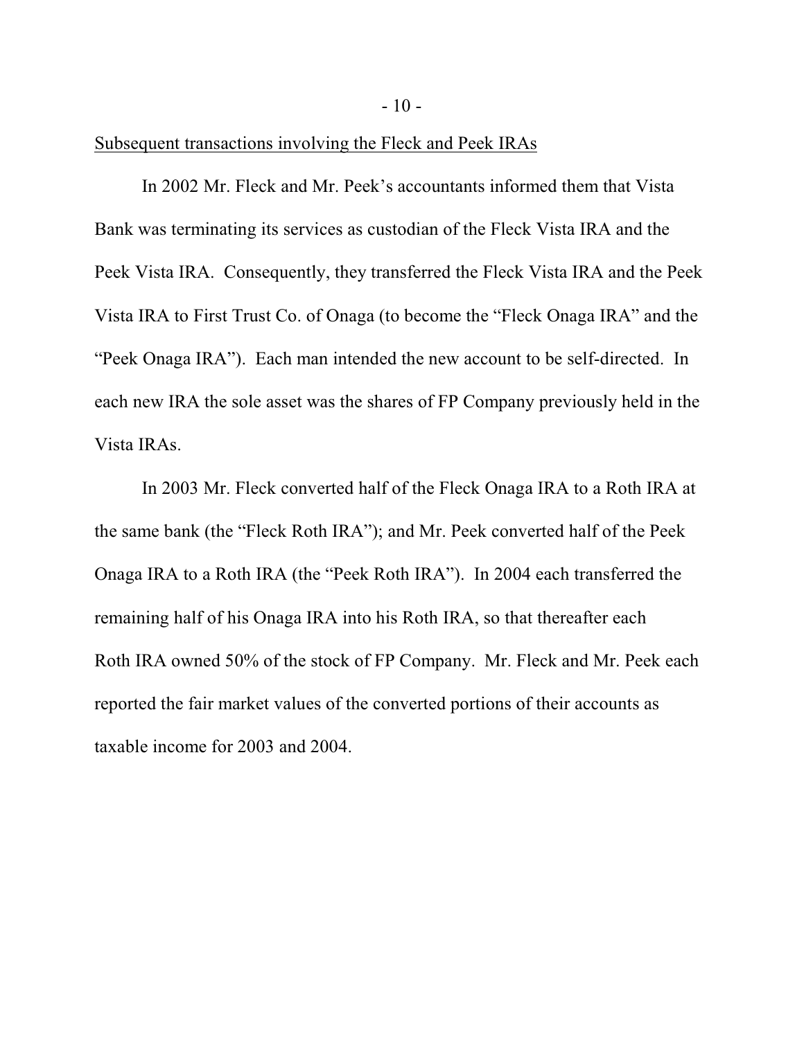Subsequent transactions involving the Fleck and Peek IRAs

In 2002 Mr. Fleck and Mr. Peek's accountants informed them that Vista Bank was terminating its services as custodian of the Fleck Vista IRA and the Peek Vista IRA. Consequently, they transferred the Fleck Vista IRA and the Peek Vista IRA to First Trust Co. of Onaga (to become the "Fleck Onaga IRA" and the "Peek Onaga IRA"). Each man intended the new account to be self-directed. In each new IRA the sole asset was the shares of FP Company previously held in the Vista IRAs.

In 2003 Mr. Fleck converted half of the Fleck Onaga IRA to a Roth IRA at the same bank (the "Fleck Roth IRA"); and Mr. Peek converted half of the Peek Onaga IRA to a Roth IRA (the "Peek Roth IRA"). In 2004 each transferred the remaining half of his Onaga IRA into his Roth IRA, so that thereafter each Roth IRA owned 50% of the stock of FP Company. Mr. Fleck and Mr. Peek each reported the fair market values of the converted portions of their accounts as taxable income for 2003 and 2004.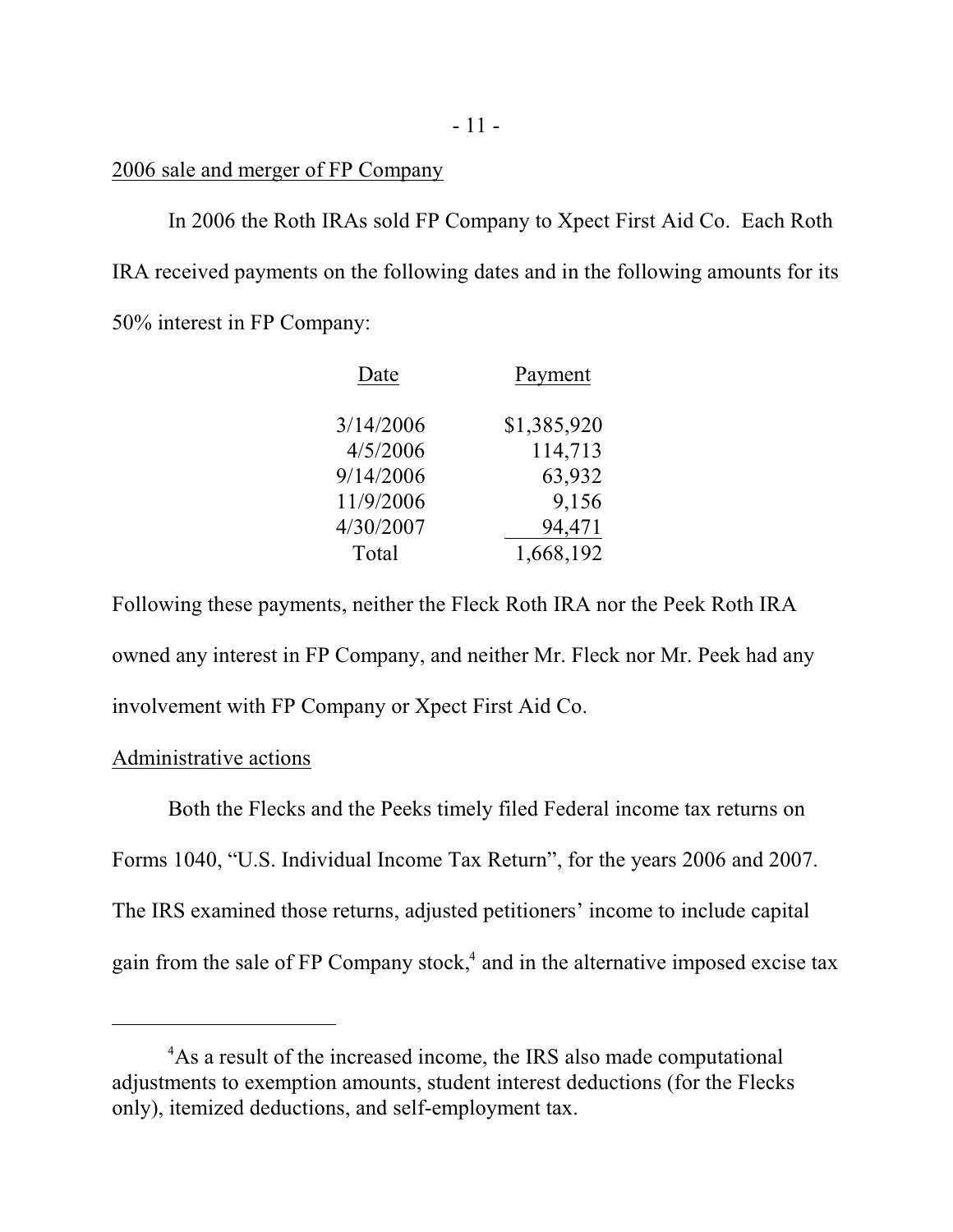2006 sale and merger of FP Company

In 2006 the Roth IRAs sold FP Company to Xpect First Aid Co. Each Roth IRA received payments on the following dates and in the following amounts for its 50% interest in FP Company:

| Date | Payment |
| --- | --- |
| 3/14/2006 | $1,385,920 |
| 4/5/2006 | 114,713 |
| 9/14/2006 | 63,932 |
| 11/9/2006 | 9,156 |
| 4/30/2007 | 94,471 |
| Total | 1,668,192 |

Following these payments, neither the Fleck Roth IRA nor the Peek Roth IRA owned any interest in FP Company, and neither Mr. Fleck nor Mr. Peek had any involvement with FP Company or Xpect First Aid Co.

Administrative actions

Both the Flecks and the Peeks timely filed Federal income tax returns on Forms 1040, "U.S. Individual Income Tax Return", for the years 2006 and 2007. The IRS examined those returns, adjusted petitioners' income to include capital gain from the sale of FP Company stock,[4] and in the alternative imposed excise tax

[4]As a result of the increased income, the IRS also made computational adjustments to exemption amounts, student interest deductions (for the Flecks only), itemized deductions, and self-employment tax.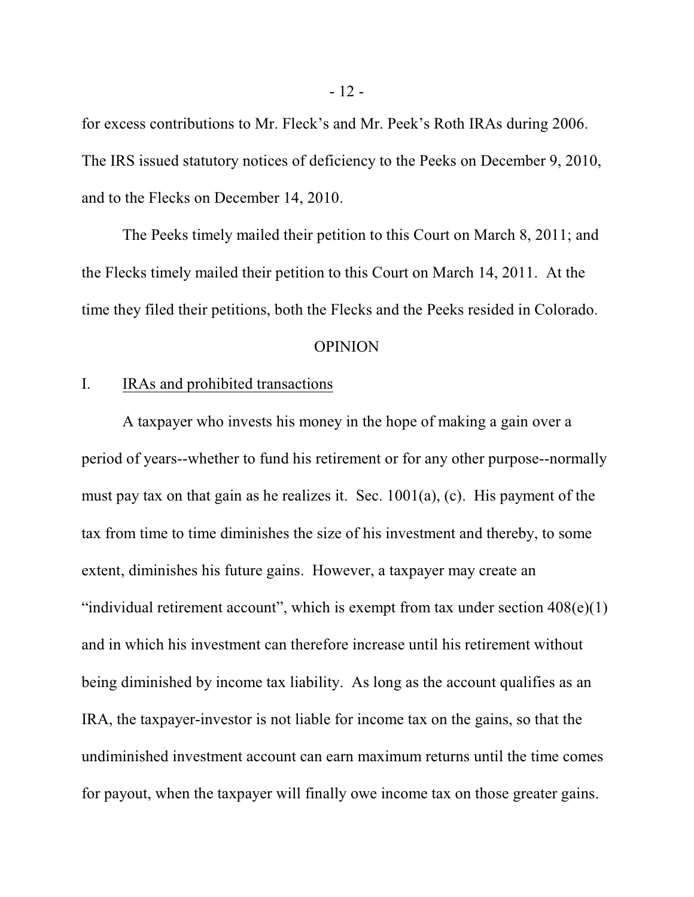for excess contributions to Mr. Fleck's and Mr. Peek's Roth IRAs during 2006. The IRS issued statutory notices of deficiency to the Peeks on December 9, 2010, and to the Flecks on December 14, 2010.

The Peeks timely mailed their petition to this Court on March 8, 2011; and the Flecks timely mailed their petition to this Court on March 14, 2011. At the time they filed their petitions, both the Flecks and the Peeks resided in Colorado.

## OPINION

### I. IRAs and prohibited transactions

A taxpayer who invests his money in the hope of making a gain over a period of years--whether to fund his retirement or for any other purpose--normally must pay tax on that gain as he realizes it. Sec. 1001(a), (c). His payment of the tax from time to time diminishes the size of his investment and thereby, to some extent, diminishes his future gains. However, a taxpayer may create an "individual retirement account", which is exempt from tax under section 408(e)(1) and in which his investment can therefore increase until his retirement without being diminished by income tax liability. As long as the account qualifies as an IRA, the taxpayer-investor is not liable for income tax on the gains, so that the undiminished investment account can earn maximum returns until the time comes for payout, when the taxpayer will finally owe income tax on those greater gains.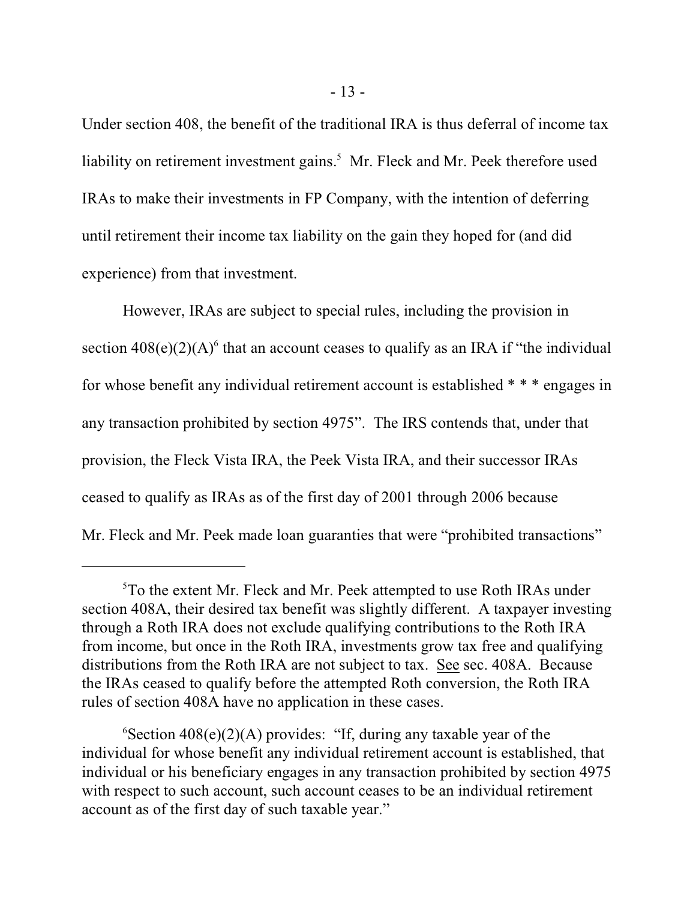Under section 408, the benefit of the traditional IRA is thus deferral of income tax liability on retirement investment gains.[5] Mr. Fleck and Mr. Peek therefore used IRAs to make their investments in FP Company, with the intention of deferring until retirement their income tax liability on the gain they hoped for (and did experience) from that investment.

However, IRAs are subject to special rules, including the provision in section 408(e)(2)(A)[6] that an account ceases to qualify as an IRA if "the individual for whose benefit any individual retirement account is established * * * engages in any transaction prohibited by section 4975". The IRS contends that, under that provision, the Fleck Vista IRA, the Peek Vista IRA, and their successor IRAs ceased to qualify as IRAs as of the first day of 2001 through 2006 because Mr. Fleck and Mr. Peek made loan guaranties that were "prohibited transactions"

---

[5] To the extent Mr. Fleck and Mr. Peek attempted to use Roth IRAs under section 408A, their desired tax benefit was slightly different. A taxpayer investing through a Roth IRA does not exclude qualifying contributions to the Roth IRA from income, but once in the Roth IRA, investments grow tax free and qualifying distributions from the Roth IRA are not subject to tax. See sec. 408A. Because the IRAs ceased to qualify before the attempted Roth conversion, the Roth IRA rules of section 408A have no application in these cases.

[6] Section 408(e)(2)(A) provides: "If, during any taxable year of the individual for whose benefit any individual retirement account is established, that individual or his beneficiary engages in any transaction prohibited by section 4975 with respect to such account, such account ceases to be an individual retirement account as of the first day of such taxable year."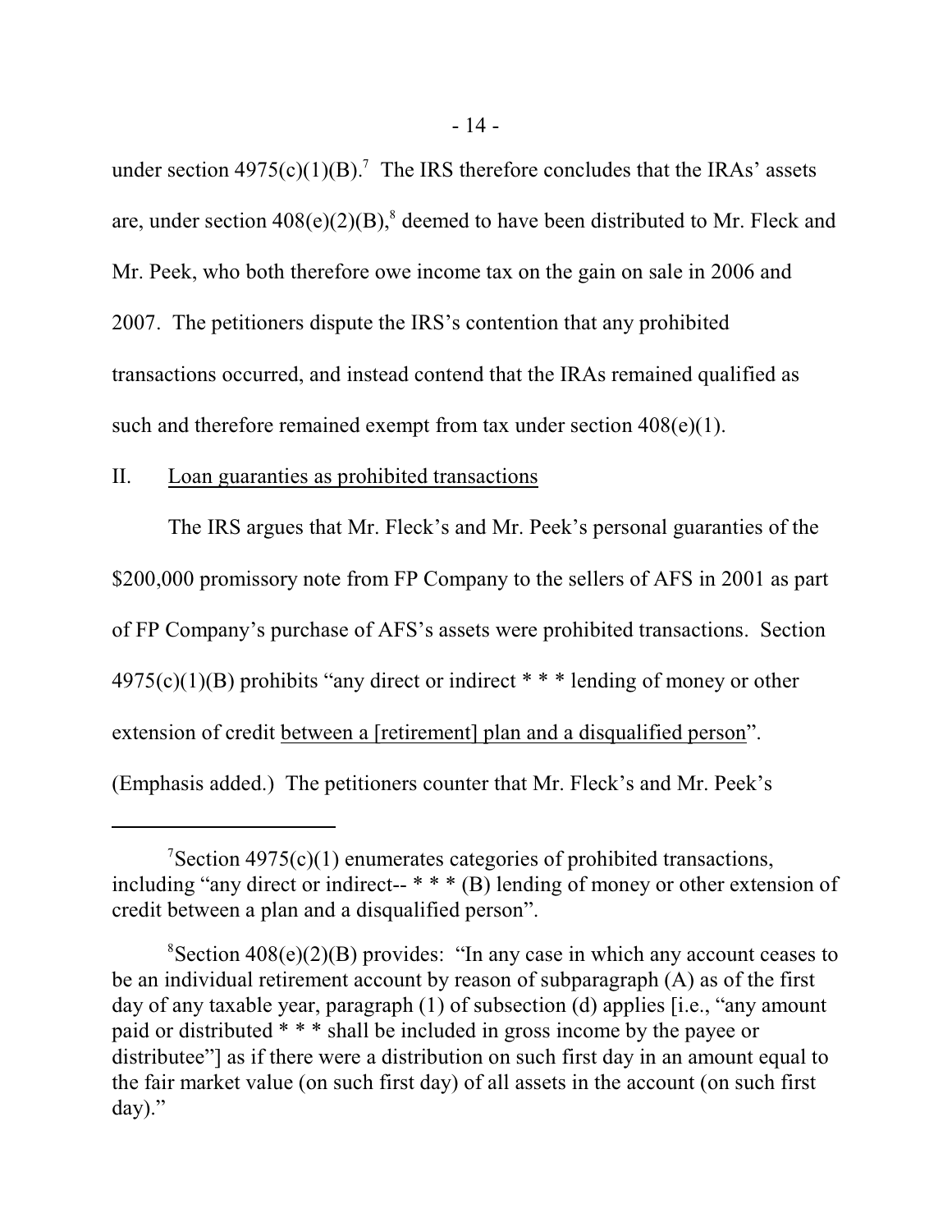under section 4975(c)(1)(B).[7] The IRS therefore concludes that the IRAs' assets are, under section 408(e)(2)(B),[8] deemed to have been distributed to Mr. Fleck and Mr. Peek, who both therefore owe income tax on the gain on sale in 2006 and 2007. The petitioners dispute the IRS's contention that any prohibited transactions occurred, and instead contend that the IRAs remained qualified as such and therefore remained exempt from tax under section 408(e)(1).

II. <u>Loan guaranties as prohibited transactions</u>

The IRS argues that Mr. Fleck's and Mr. Peek's personal guaranties of the $200,000 promissory note from FP Company to the sellers of AFS in 2001 as part of FP Company's purchase of AFS's assets were prohibited transactions. Section 4975(c)(1)(B) prohibits "any direct or indirect * * * lending of money or other extension of credit <u>between a [retirement] plan and a disqualified person</u>". (Emphasis added.) The petitioners counter that Mr. Fleck's and Mr. Peek's

---

[7]Section 4975(c)(1) enumerates categories of prohibited transactions, including "any direct or indirect-- * * * (B) lending of money or other extension of credit between a plan and a disqualified person".

[8]Section 408(e)(2)(B) provides: "In any case in which any account ceases to be an individual retirement account by reason of subparagraph (A) as of the first day of any taxable year, paragraph (1) of subsection (d) applies [i.e., "any amount paid or distributed * * * shall be included in gross income by the payee or distributee"] as if there were a distribution on such first day in an amount equal to the fair market value (on such first day) of all assets in the account (on such first day)."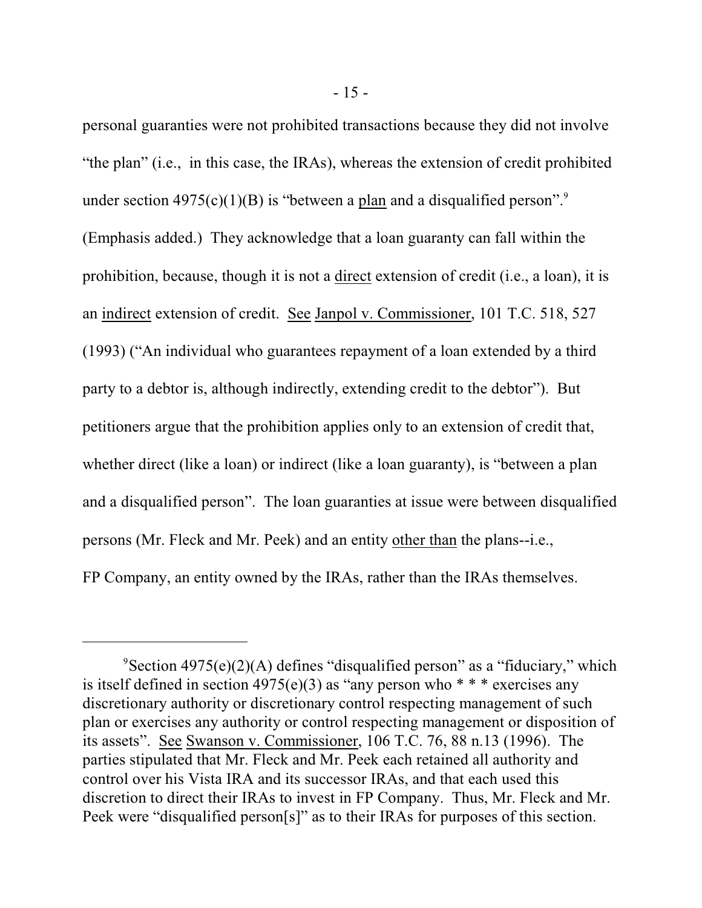personal guaranties were not prohibited transactions because they did not involve "the plan" (i.e., in this case, the IRAs), whereas the extension of credit prohibited under section 4975(c)(1)(B) is "between a plan and a disqualified person".[9] (Emphasis added.) They acknowledge that a loan guaranty can fall within the prohibition, because, though it is not a direct extension of credit (i.e., a loan), it is an indirect extension of credit. See Janpol v. Commissioner, 101 T.C. 518, 527 (1993) ("An individual who guarantees repayment of a loan extended by a third party to a debtor is, although indirectly, extending credit to the debtor"). But petitioners argue that the prohibition applies only to an extension of credit that, whether direct (like a loan) or indirect (like a loan guaranty), is "between a plan and a disqualified person". The loan guaranties at issue were between disqualified persons (Mr. Fleck and Mr. Peek) and an entity other than the plans--i.e., FP Company, an entity owned by the IRAs, rather than the IRAs themselves.

---

[9]Section 4975(e)(2)(A) defines "disqualified person" as a "fiduciary," which is itself defined in section 4975(e)(3) as "any person who * * * exercises any discretionary authority or discretionary control respecting management of such plan or exercises any authority or control respecting management or disposition of its assets". See Swanson v. Commissioner, 106 T.C. 76, 88 n.13 (1996). The parties stipulated that Mr. Fleck and Mr. Peek each retained all authority and control over his Vista IRA and its successor IRAs, and that each used this discretion to direct their IRAs to invest in FP Company. Thus, Mr. Fleck and Mr. Peek were "disqualified person[s]" as to their IRAs for purposes of this section.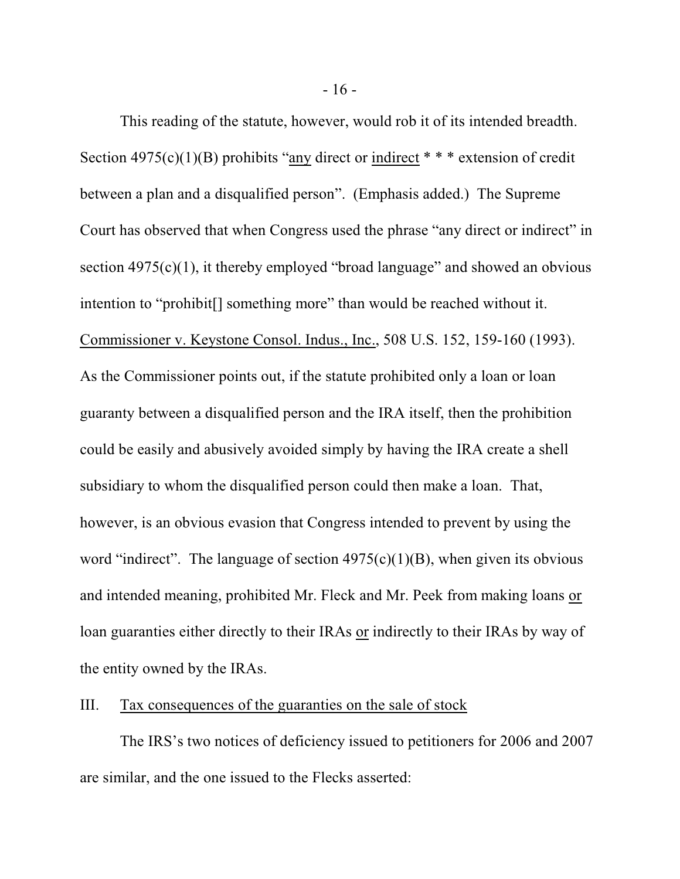This reading of the statute, however, would rob it of its intended breadth. Section 4975(c)(1)(B) prohibits "<u>any</u> direct or <u>indirect</u> * * * extension of credit between a plan and a disqualified person". (Emphasis added.) The Supreme Court has observed that when Congress used the phrase "any direct or indirect" in section 4975(c)(1), it thereby employed "broad language" and showed an obvious intention to "prohibit[] something more" than would be reached without it. <u>Commissioner v. Keystone Consol. Indus., Inc.</u>, 508 U.S. 152, 159-160 (1993). As the Commissioner points out, if the statute prohibited only a loan or loan guaranty between a disqualified person and the IRA itself, then the prohibition could be easily and abusively avoided simply by having the IRA create a shell subsidiary to whom the disqualified person could then make a loan. That, however, is an obvious evasion that Congress intended to prevent by using the word "indirect". The language of section 4975(c)(1)(B), when given its obvious and intended meaning, prohibited Mr. Fleck and Mr. Peek from making loans <u>or</u> loan guaranties either directly to their IRAs <u>or</u> indirectly to their IRAs by way of the entity owned by the IRAs.

## III. <u>Tax consequences of the guaranties on the sale of stock</u>

The IRS's two notices of deficiency issued to petitioners for 2006 and 2007 are similar, and the one issued to the Flecks asserted: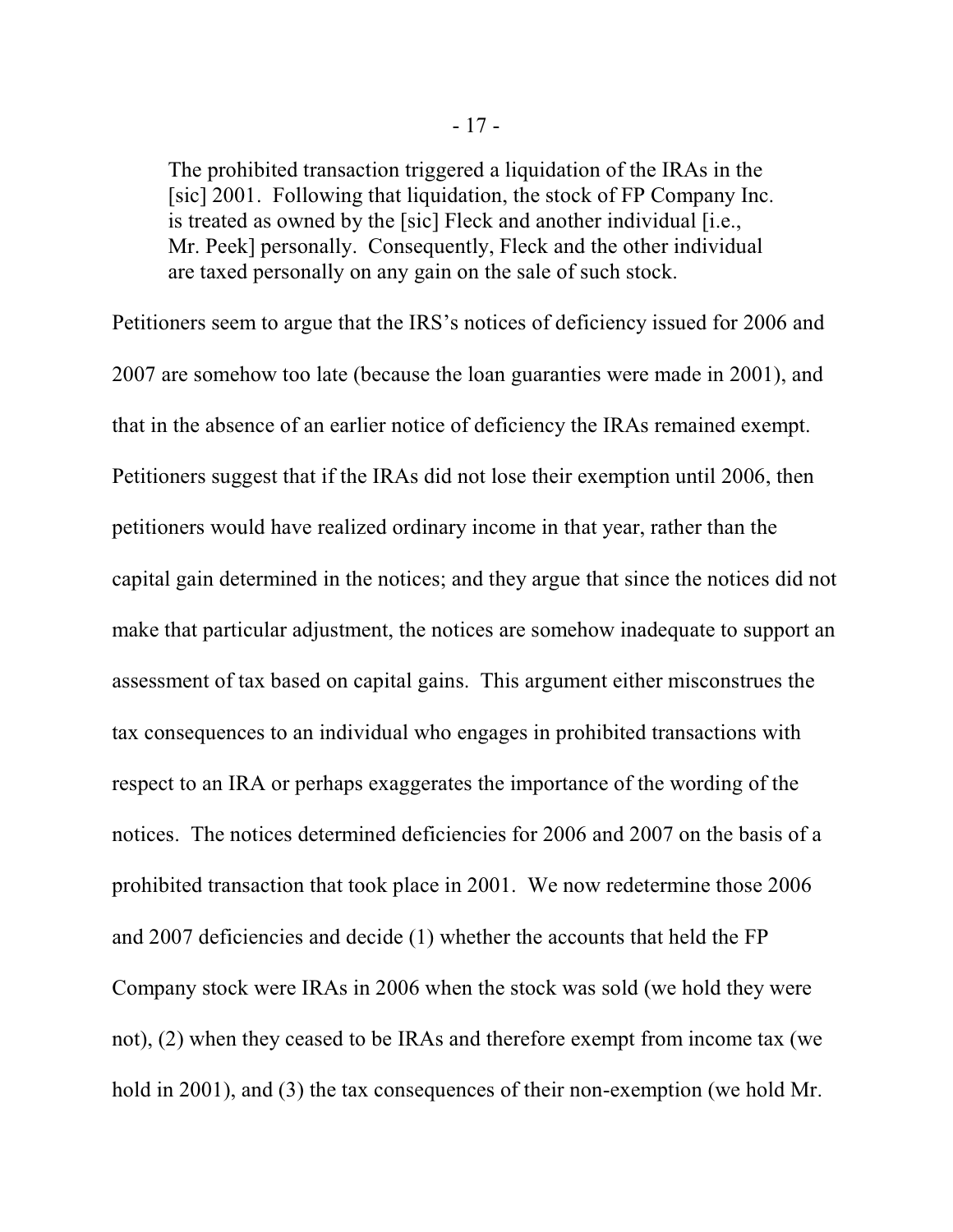> The prohibited transaction triggered a liquidation of the IRAs in the [sic] 2001. Following that liquidation, the stock of FP Company Inc. is treated as owned by the [sic] Fleck and another individual [i.e., Mr. Peek] personally. Consequently, Fleck and the other individual are taxed personally on any gain on the sale of such stock.

Petitioners seem to argue that the IRS's notices of deficiency issued for 2006 and 2007 are somehow too late (because the loan guaranties were made in 2001), and that in the absence of an earlier notice of deficiency the IRAs remained exempt. Petitioners suggest that if the IRAs did not lose their exemption until 2006, then petitioners would have realized ordinary income in that year, rather than the capital gain determined in the notices; and they argue that since the notices did not make that particular adjustment, the notices are somehow inadequate to support an assessment of tax based on capital gains. This argument either misconstrues the tax consequences to an individual who engages in prohibited transactions with respect to an IRA or perhaps exaggerates the importance of the wording of the notices. The notices determined deficiencies for 2006 and 2007 on the basis of a prohibited transaction that took place in 2001. We now redetermine those 2006 and 2007 deficiencies and decide (1) whether the accounts that held the FP Company stock were IRAs in 2006 when the stock was sold (we hold they were not), (2) when they ceased to be IRAs and therefore exempt from income tax (we hold in 2001), and (3) the tax consequences of their non-exemption (we hold Mr.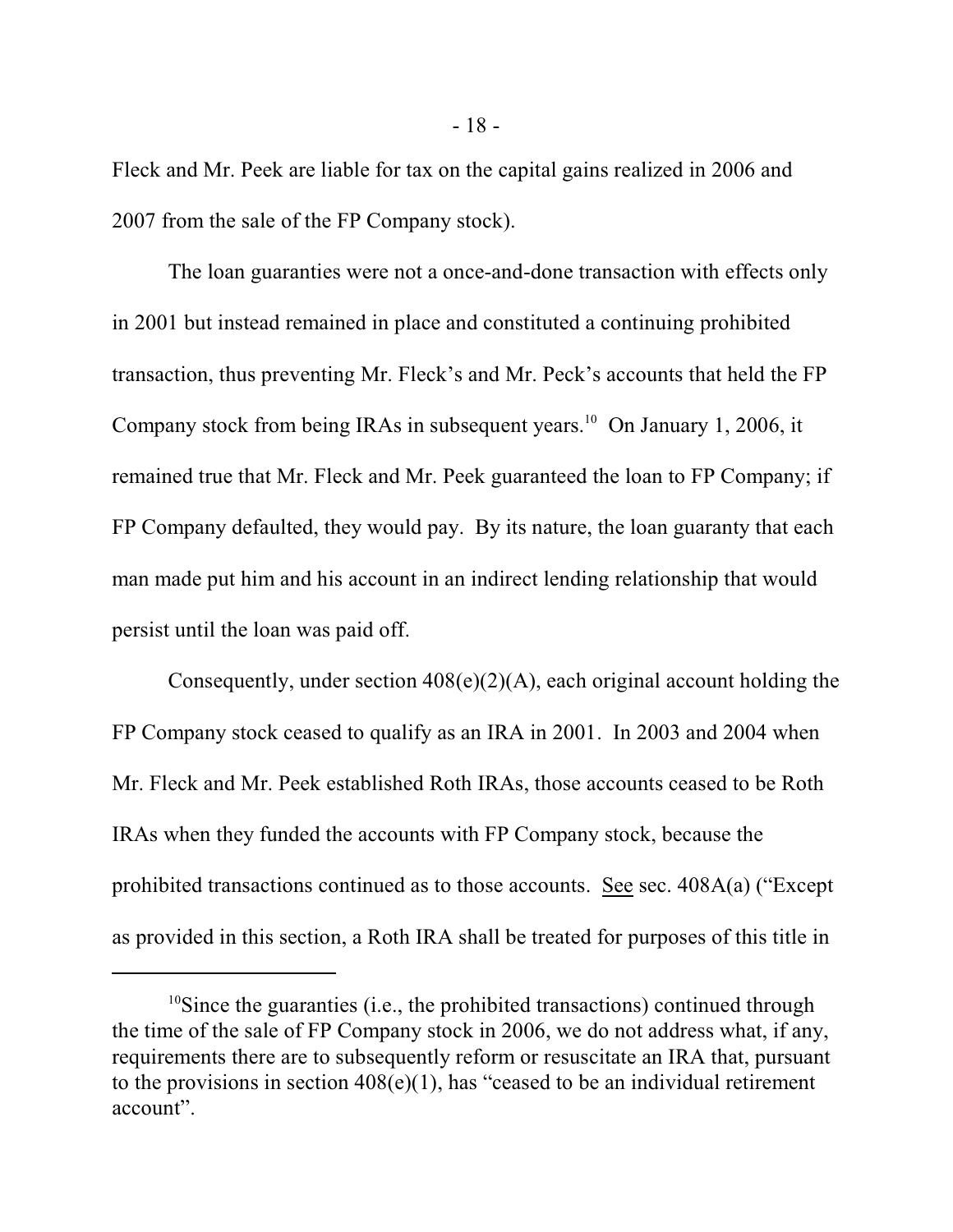Fleck and Mr. Peek are liable for tax on the capital gains realized in 2006 and 2007 from the sale of the FP Company stock).

The loan guaranties were not a once-and-done transaction with effects only in 2001 but instead remained in place and constituted a continuing prohibited transaction, thus preventing Mr. Fleck's and Mr. Peck's accounts that held the FP Company stock from being IRAs in subsequent years.[10] On January 1, 2006, it remained true that Mr. Fleck and Mr. Peek guaranteed the loan to FP Company; if FP Company defaulted, they would pay. By its nature, the loan guaranty that each man made put him and his account in an indirect lending relationship that would persist until the loan was paid off.

Consequently, under section 408(e)(2)(A), each original account holding the FP Company stock ceased to qualify as an IRA in 2001. In 2003 and 2004 when Mr. Fleck and Mr. Peek established Roth IRAs, those accounts ceased to be Roth IRAs when they funded the accounts with FP Company stock, because the prohibited transactions continued as to those accounts. See sec. 408A(a) ("Except as provided in this section, a Roth IRA shall be treated for purposes of this title in

---

[10]Since the guaranties (i.e., the prohibited transactions) continued through the time of the sale of FP Company stock in 2006, we do not address what, if any, requirements there are to subsequently reform or resuscitate an IRA that, pursuant to the provisions in section 408(e)(1), has "ceased to be an individual retirement account".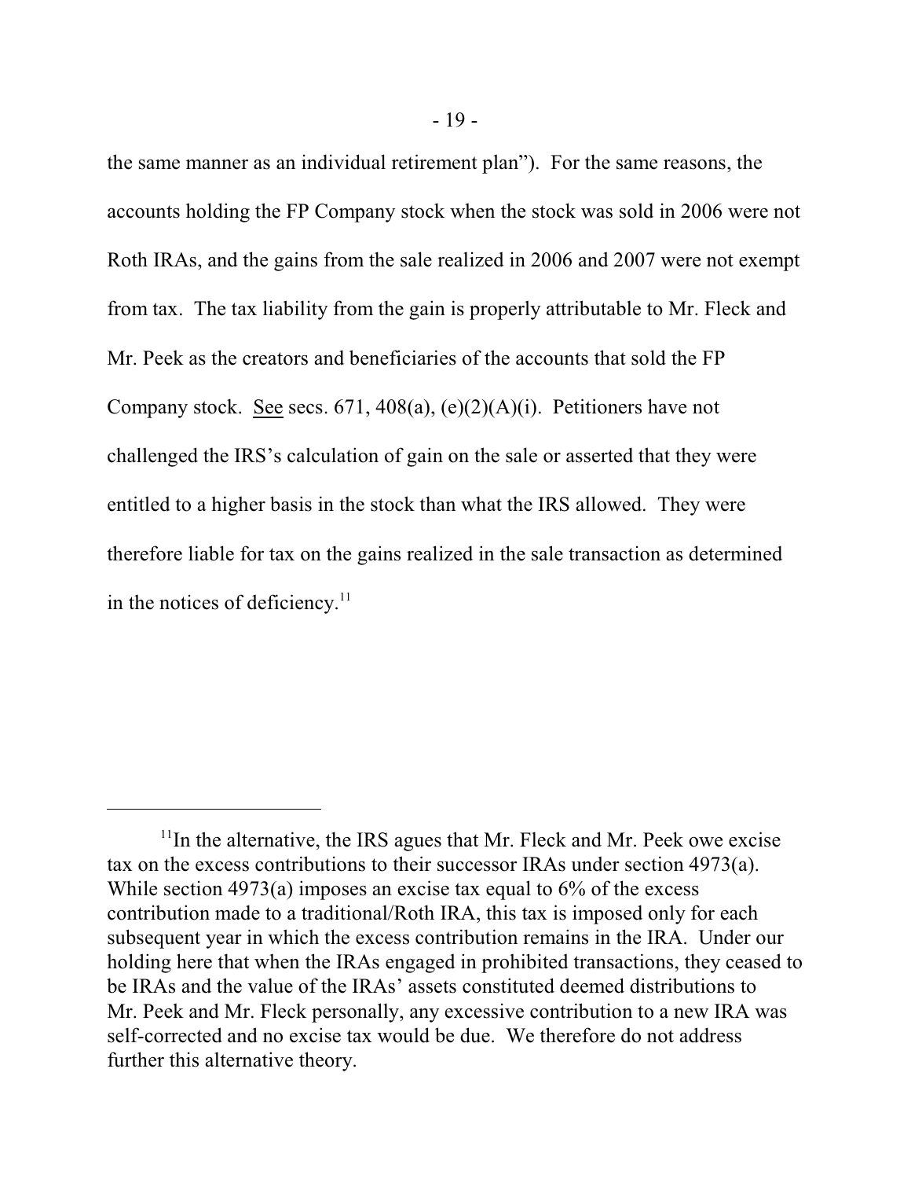the same manner as an individual retirement plan"). For the same reasons, the accounts holding the FP Company stock when the stock was sold in 2006 were not Roth IRAs, and the gains from the sale realized in 2006 and 2007 were not exempt from tax. The tax liability from the gain is properly attributable to Mr. Fleck and Mr. Peek as the creators and beneficiaries of the accounts that sold the FP Company stock. See secs. 671, 408(a), (e)(2)(A)(i). Petitioners have not challenged the IRS's calculation of gain on the sale or asserted that they were entitled to a higher basis in the stock than what the IRS allowed. They were therefore liable for tax on the gains realized in the sale transaction as determined in the notices of deficiency.[11]

---

[11]In the alternative, the IRS agues that Mr. Fleck and Mr. Peek owe excise tax on the excess contributions to their successor IRAs under section 4973(a). While section 4973(a) imposes an excise tax equal to 6% of the excess contribution made to a traditional/Roth IRA, this tax is imposed only for each subsequent year in which the excess contribution remains in the IRA. Under our holding here that when the IRAs engaged in prohibited transactions, they ceased to be IRAs and the value of the IRAs' assets constituted deemed distributions to Mr. Peek and Mr. Fleck personally, any excessive contribution to a new IRA was self-corrected and no excise tax would be due. We therefore do not address further this alternative theory.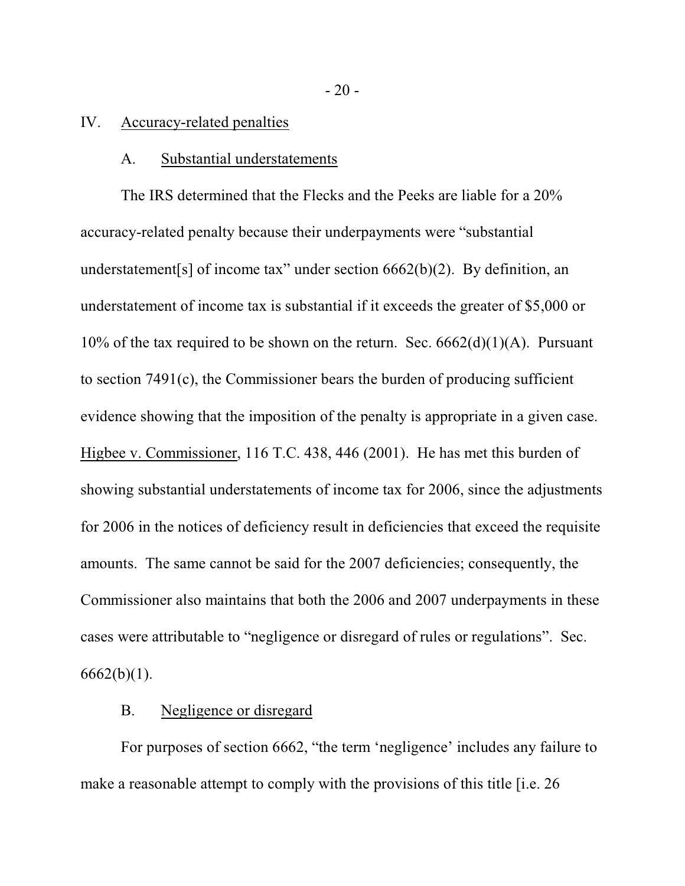IV. Accuracy-related penalties

A. Substantial understatements

The IRS determined that the Flecks and the Peeks are liable for a 20% accuracy-related penalty because their underpayments were "substantial understatement[s] of income tax" under section 6662(b)(2). By definition, an understatement of income tax is substantial if it exceeds the greater of $5,000 or 10% of the tax required to be shown on the return. Sec. 6662(d)(1)(A). Pursuant to section 7491(c), the Commissioner bears the burden of producing sufficient evidence showing that the imposition of the penalty is appropriate in a given case. Higbee v. Commissioner, 116 T.C. 438, 446 (2001). He has met this burden of showing substantial understatements of income tax for 2006, since the adjustments for 2006 in the notices of deficiency result in deficiencies that exceed the requisite amounts. The same cannot be said for the 2007 deficiencies; consequently, the Commissioner also maintains that both the 2006 and 2007 underpayments in these cases were attributable to "negligence or disregard of rules or regulations". Sec. 6662(b)(1).

B. Negligence or disregard

For purposes of section 6662, "the term 'negligence' includes any failure to make a reasonable attempt to comply with the provisions of this title [i.e. 26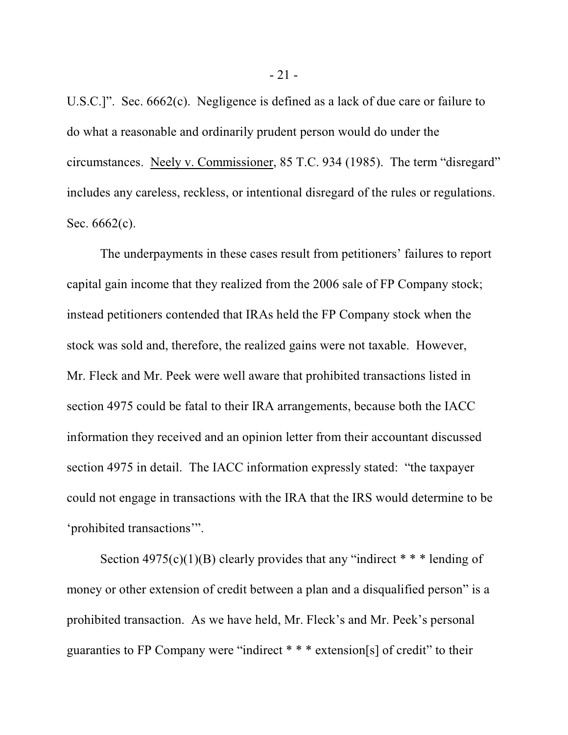U.S.C.]". Sec. 6662(c). Negligence is defined as a lack of due care or failure to do what a reasonable and ordinarily prudent person would do under the circumstances. Neely v. Commissioner, 85 T.C. 934 (1985). The term "disregard" includes any careless, reckless, or intentional disregard of the rules or regulations. Sec. 6662(c).

The underpayments in these cases result from petitioners' failures to report capital gain income that they realized from the 2006 sale of FP Company stock; instead petitioners contended that IRAs held the FP Company stock when the stock was sold and, therefore, the realized gains were not taxable. However, Mr. Fleck and Mr. Peek were well aware that prohibited transactions listed in section 4975 could be fatal to their IRA arrangements, because both the IACC information they received and an opinion letter from their accountant discussed section 4975 in detail. The IACC information expressly stated: "the taxpayer could not engage in transactions with the IRA that the IRS would determine to be 'prohibited transactions'".

Section 4975(c)(1)(B) clearly provides that any "indirect * * * lending of money or other extension of credit between a plan and a disqualified person" is a prohibited transaction. As we have held, Mr. Fleck's and Mr. Peek's personal guaranties to FP Company were "indirect * * * extension[s] of credit" to their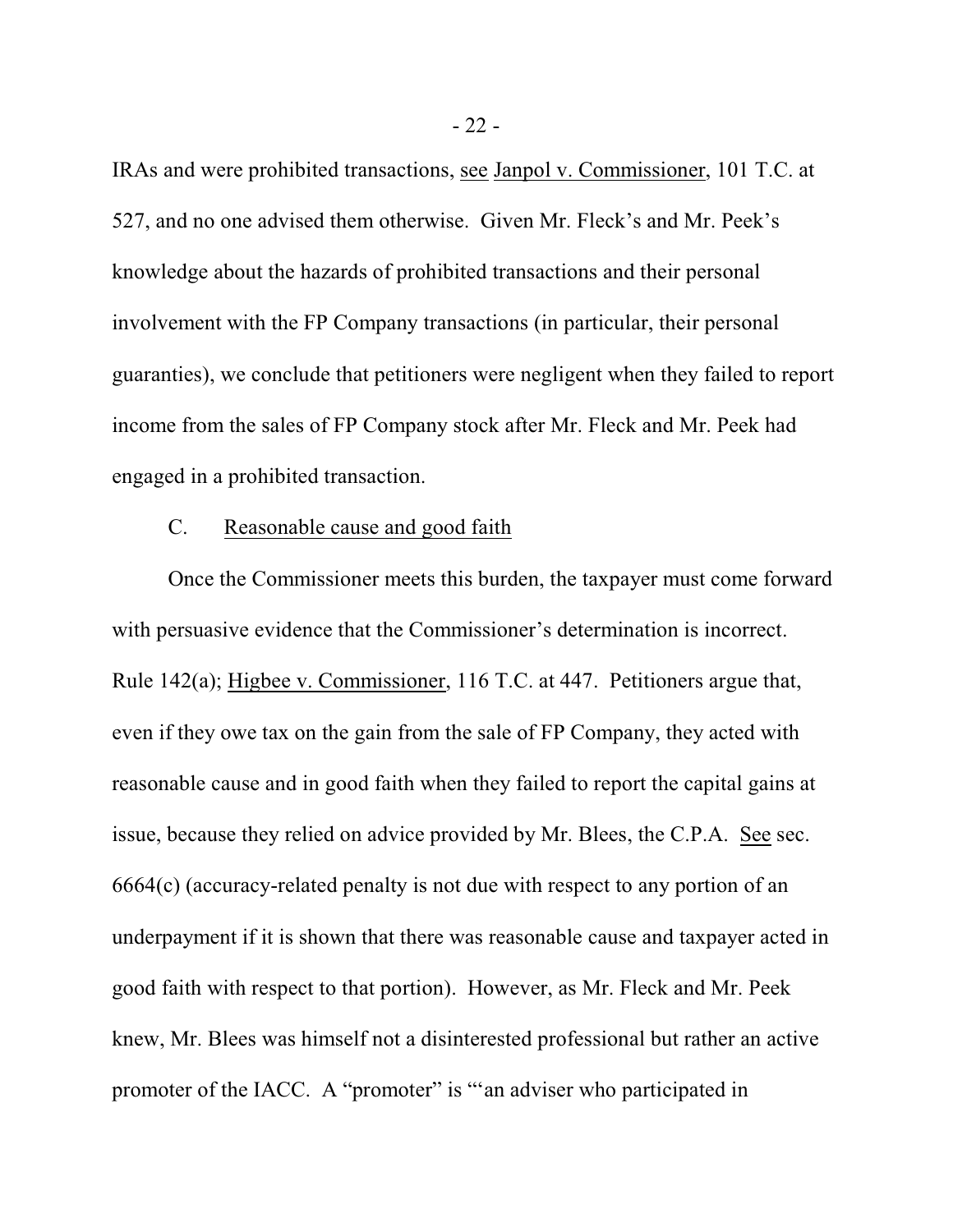IRAs and were prohibited transactions, see Janpol v. Commissioner, 101 T.C. at 527, and no one advised them otherwise. Given Mr. Fleck's and Mr. Peek's knowledge about the hazards of prohibited transactions and their personal involvement with the FP Company transactions (in particular, their personal guaranties), we conclude that petitioners were negligent when they failed to report income from the sales of FP Company stock after Mr. Fleck and Mr. Peek had engaged in a prohibited transaction.

C. Reasonable cause and good faith

Once the Commissioner meets this burden, the taxpayer must come forward with persuasive evidence that the Commissioner's determination is incorrect. Rule 142(a); Higbee v. Commissioner, 116 T.C. at 447. Petitioners argue that, even if they owe tax on the gain from the sale of FP Company, they acted with reasonable cause and in good faith when they failed to report the capital gains at issue, because they relied on advice provided by Mr. Blees, the C.P.A. See sec. 6664(c) (accuracy-related penalty is not due with respect to any portion of an underpayment if it is shown that there was reasonable cause and taxpayer acted in good faith with respect to that portion). However, as Mr. Fleck and Mr. Peek knew, Mr. Blees was himself not a disinterested professional but rather an active promoter of the IACC. A "promoter" is "'an adviser who participated in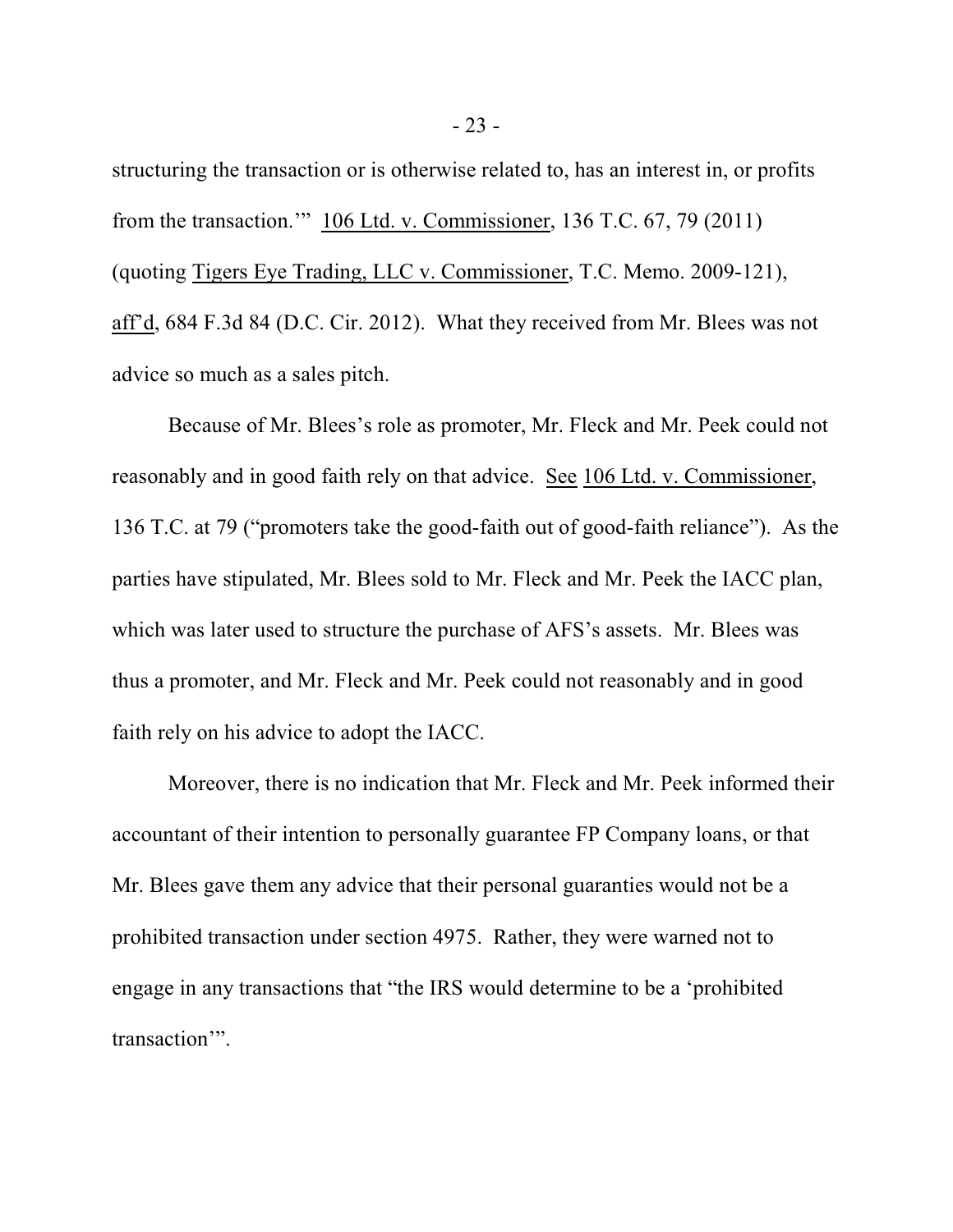structuring the transaction or is otherwise related to, has an interest in, or profits from the transaction.'" 106 Ltd. v. Commissioner, 136 T.C. 67, 79 (2011) (quoting Tigers Eye Trading, LLC v. Commissioner, T.C. Memo. 2009-121), aff'd, 684 F.3d 84 (D.C. Cir. 2012). What they received from Mr. Blees was not advice so much as a sales pitch.

Because of Mr. Blees's role as promoter, Mr. Fleck and Mr. Peek could not reasonably and in good faith rely on that advice. See 106 Ltd. v. Commissioner, 136 T.C. at 79 ("promoters take the good-faith out of good-faith reliance"). As the parties have stipulated, Mr. Blees sold to Mr. Fleck and Mr. Peek the IACC plan, which was later used to structure the purchase of AFS's assets. Mr. Blees was thus a promoter, and Mr. Fleck and Mr. Peek could not reasonably and in good faith rely on his advice to adopt the IACC.

Moreover, there is no indication that Mr. Fleck and Mr. Peek informed their accountant of their intention to personally guarantee FP Company loans, or that Mr. Blees gave them any advice that their personal guaranties would not be a prohibited transaction under section 4975. Rather, they were warned not to engage in any transactions that "the IRS would determine to be a 'prohibited transaction'".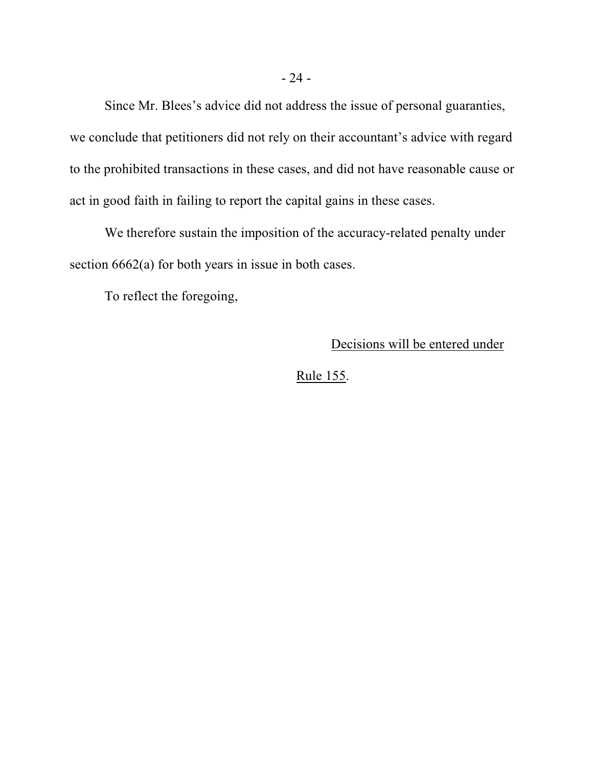Since Mr. Blees's advice did not address the issue of personal guaranties, we conclude that petitioners did not rely on their accountant's advice with regard to the prohibited transactions in these cases, and did not have reasonable cause or act in good faith in failing to report the capital gains in these cases.

We therefore sustain the imposition of the accuracy-related penalty under section 6662(a) for both years in issue in both cases.

To reflect the foregoing,

Decisions will be entered under Rule 155.